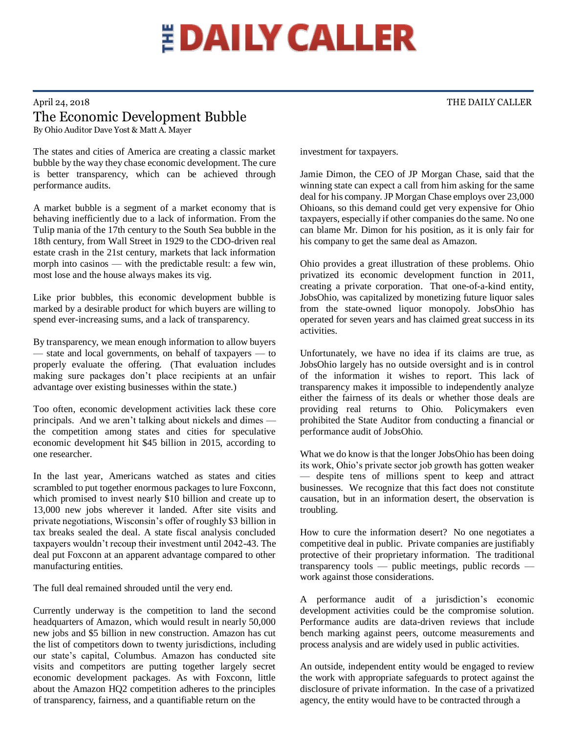# THE DAILY CALLER

April 24, 2018

THE DAILY CALLER

## The Economic Development Bubble

By Ohio Auditor Dave Yost & Matt A. Mayer

The states and cities of America are creating a classic market bubble by the way they chase economic development. The cure is better transparency, which can be achieved through performance audits.

A market bubble is a segment of a market economy that is behaving inefficiently due to a lack of information. From the Tulip mania of the 17th century to the South Sea bubble in the 18th century, from Wall Street in 1929 to the CDO-driven real estate crash in the 21st century, markets that lack information morph into casinos — with the predictable result: a few win, most lose and the house always makes its vig.

Like prior bubbles, this economic development bubble is marked by a desirable product for which buyers are willing to spend ever-increasing sums, and a lack of transparency.

By transparency, we mean enough information to allow buyers — state and local governments, on behalf of taxpayers — to properly evaluate the offering. (That evaluation includes making sure packages don't place recipients at an unfair advantage over existing businesses within the state.)

Too often, economic development activities lack these core principals. And we aren't talking about nickels and dimes — the competition among states and cities for speculative economic development hit $45 billion in 2015, according to one researcher.

In the last year, Americans watched as states and cities scrambled to put together enormous packages to lure Foxconn, which promised to invest nearly $10 billion and create up to 13,000 new jobs wherever it landed. After site visits and private negotiations, Wisconsin's offer of roughly $3 billion in tax breaks sealed the deal. A state fiscal analysis concluded taxpayers wouldn't recoup their investment until 2042-43. The deal put Foxconn at an apparent advantage compared to other manufacturing entities.

The full deal remained shrouded until the very end.

Currently underway is the competition to land the second headquarters of Amazon, which would result in nearly 50,000 new jobs and $5 billion in new construction. Amazon has cut the list of competitors down to twenty jurisdictions, including our state's capital, Columbus. Amazon has conducted site visits and competitors are putting together largely secret economic development packages. As with Foxconn, little about the Amazon HQ2 competition adheres to the principles of transparency, fairness, and a quantifiable return on the investment for taxpayers.

Jamie Dimon, the CEO of JP Morgan Chase, said that the winning state can expect a call from him asking for the same deal for his company. JP Morgan Chase employs over 23,000 Ohioans, so this demand could get very expensive for Ohio taxpayers, especially if other companies do the same. No one can blame Mr. Dimon for his position, as it is only fair for his company to get the same deal as Amazon.

Ohio provides a great illustration of these problems. Ohio privatized its economic development function in 2011, creating a private corporation. That one-of-a-kind entity, JobsOhio, was capitalized by monetizing future liquor sales from the state-owned liquor monopoly. JobsOhio has operated for seven years and has claimed great success in its activities.

Unfortunately, we have no idea if its claims are true, as JobsOhio largely has no outside oversight and is in control of the information it wishes to report. This lack of transparency makes it impossible to independently analyze either the fairness of its deals or whether those deals are providing real returns to Ohio. Policymakers even prohibited the State Auditor from conducting a financial or performance audit of JobsOhio.

What we do know is that the longer JobsOhio has been doing its work, Ohio's private sector job growth has gotten weaker — despite tens of millions spent to keep and attract businesses. We recognize that this fact does not constitute causation, but in an information desert, the observation is troubling.

How to cure the information desert? No one negotiates a competitive deal in public. Private companies are justifiably protective of their proprietary information. The traditional transparency tools — public meetings, public records — work against those considerations.

A performance audit of a jurisdiction's economic development activities could be the compromise solution. Performance audits are data-driven reviews that include bench marking against peers, outcome measurements and process analysis and are widely used in public activities.

An outside, independent entity would be engaged to review the work with appropriate safeguards to protect against the disclosure of private information. In the case of a privatized agency, the entity would have to be contracted through a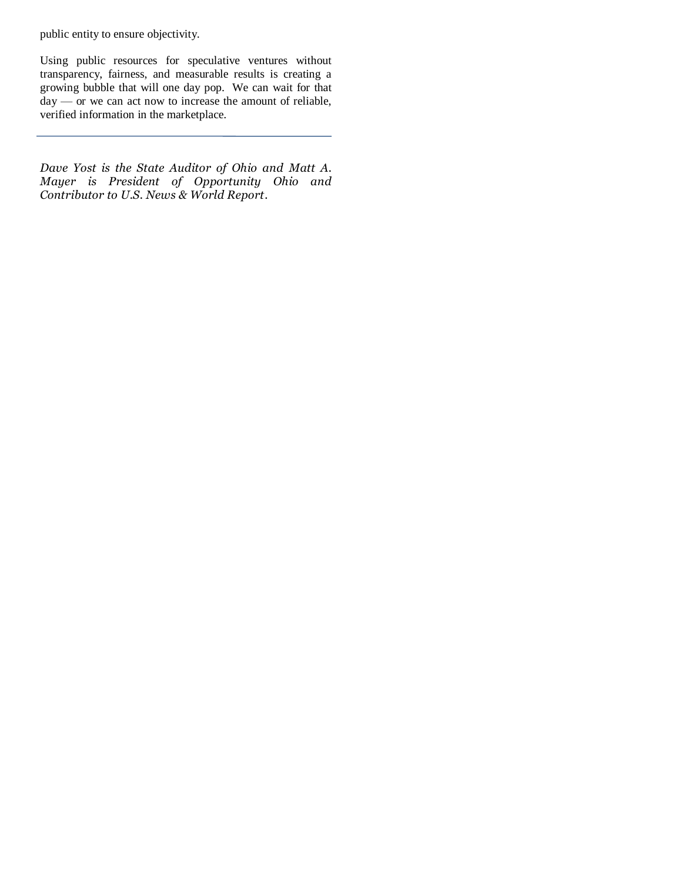public entity to ensure objectivity.

Using public resources for speculative ventures without transparency, fairness, and measurable results is creating a growing bubble that will one day pop. We can wait for that day — or we can act now to increase the amount of reliable, verified information in the marketplace.

---

*Dave Yost is the State Auditor of Ohio and Matt A. Mayer is President of Opportunity Ohio and Contributor to U.S. News & World Report.*